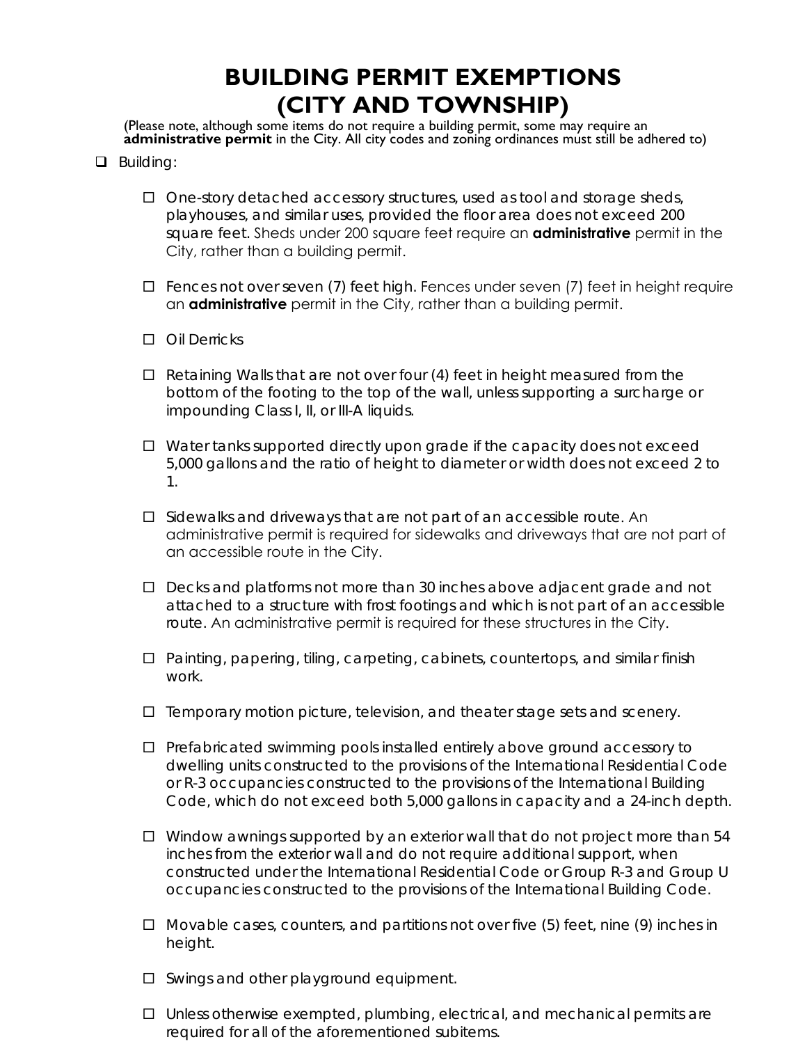# BUILDING PERMIT EXEMPTIONS (CITY AND TOWNSHIP)

(Please note, although some items do not require a building permit, some may require an **administrative permit** in the City. All city codes and zoning ordinances must still be adhered to)

- ❑ Building:
  - ☐ One-story detached accessory structures, used as tool and storage sheds, playhouses, and similar uses, provided the floor area does not exceed 200 square feet. *Sheds under 200 square feet require an* ***administrative*** *permit in the City, rather than a building permit.*
  - ☐ Fences not over seven (7) feet high. *Fences under seven (7) feet in height require an* ***administrative*** *permit in the City, rather than a building permit.*
  - ☐ Oil Derricks
  - ☐ Retaining Walls that are not over four (4) feet in height measured from the bottom of the footing to the top of the wall, unless supporting a surcharge or impounding Class I, II, or III-A liquids.
  - ☐ Water tanks supported directly upon grade if the capacity does not exceed 5,000 gallons and the ratio of height to diameter or width does not exceed 2 to 1.
  - ☐ Sidewalks and driveways that are not part of an accessible route. *An administrative permit is required for sidewalks and driveways that are not part of an accessible route in the City.*
  - ☐ Decks and platforms not more than 30 inches above adjacent grade and not attached to a structure with frost footings and which is not part of an accessible route. *An administrative permit is required for these structures in the City.*
  - ☐ Painting, papering, tiling, carpeting, cabinets, countertops, and similar finish work.
  - ☐ Temporary motion picture, television, and theater stage sets and scenery.
  - ☐ Prefabricated swimming pools installed entirely above ground accessory to dwelling units constructed to the provisions of the International Residential Code or R-3 occupancies constructed to the provisions of the International Building Code, which do not exceed both 5,000 gallons in capacity and a 24-inch depth.
  - ☐ Window awnings supported by an exterior wall that do not project more than 54 inches from the exterior wall and do not require additional support, when constructed under the International Residential Code or Group R-3 and Group U occupancies constructed to the provisions of the International Building Code.
  - ☐ Movable cases, counters, and partitions not over five (5) feet, nine (9) inches in height.
  - ☐ Swings and other playground equipment.
  - ☐ Unless otherwise exempted, plumbing, electrical, and mechanical permits are required for all of the aforementioned subitems.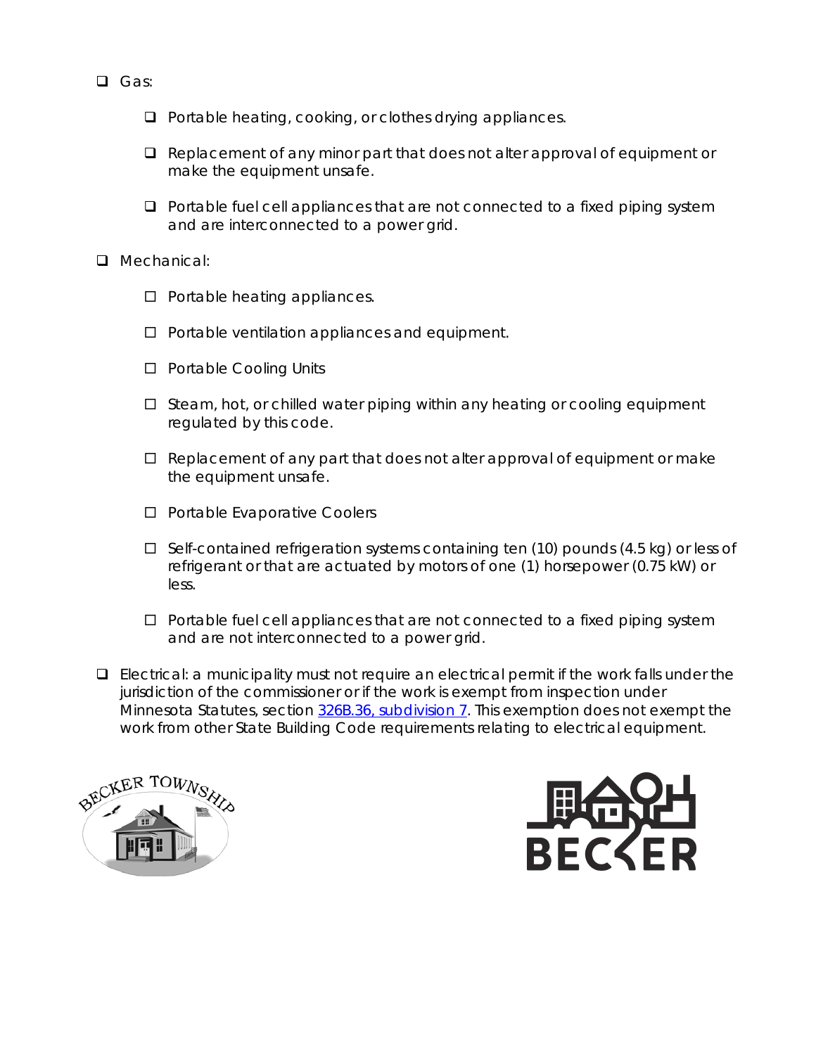- Gas:
  - Portable heating, cooking, or clothes drying appliances.
  - Replacement of any minor part that does not alter approval of equipment or make the equipment unsafe.
  - Portable fuel cell appliances that are not connected to a fixed piping system and are interconnected to a power grid.
- Mechanical:
  - Portable heating appliances.
  - Portable ventilation appliances and equipment.
  - Portable Cooling Units
  - Steam, hot, or chilled water piping within any heating or cooling equipment regulated by this code.
  - Replacement of any part that does not alter approval of equipment or make the equipment unsafe.
  - Portable Evaporative Coolers
  - Self-contained refrigeration systems containing ten (10) pounds (4.5 kg) or less of refrigerant or that are actuated by motors of one (1) horsepower (0.75 kW) or less.
  - Portable fuel cell appliances that are not connected to a fixed piping system and are not interconnected to a power grid.
- Electrical: a municipality must not require an electrical permit if the work falls under the jurisdiction of the commissioner or if the work is exempt from inspection under Minnesota Statutes, section [326B.36, subdivision 7](). This exemption does not exempt the work from other State Building Code requirements relating to electrical equipment.

BECKER TOWNSHIP

BECKER